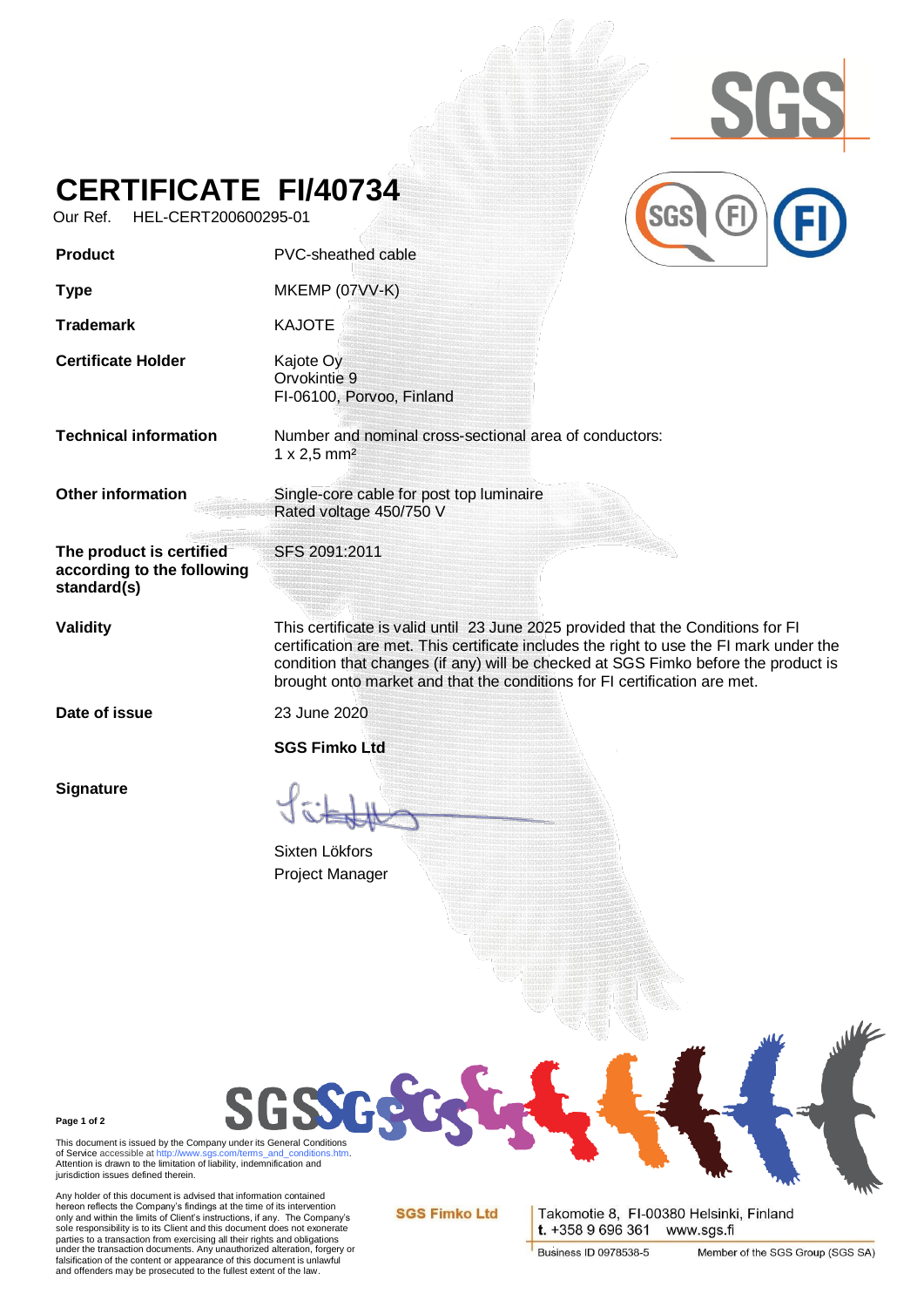# CERTIFICATE FI/40734

Our Ref. HEL-CERT200600295-01

| | |
|---|---|
| **Product** | PVC-sheathed cable |
| **Type** | MKEMP (07VV-K) |
| **Trademark** | KAJOTE |
| **Certificate Holder** | Kajote Oy<br>Orvokintie 9<br>FI-06100, Porvoo, Finland |
| **Technical information** | Number and nominal cross-sectional area of conductors:<br>1 x 2,5 mm² |
| **Other information** | Single-core cable for post top luminaire<br>Rated voltage 450/750 V |
| **The product is certified according to the following standard(s)** | SFS 2091:2011 |
| **Validity** | This certificate is valid until 23 June 2025 provided that the Conditions for FI certification are met. This certificate includes the right to use the FI mark under the condition that changes (if any) will be checked at SGS Fimko before the product is brought onto market and that the conditions for FI certification are met. |
| **Date of issue** | 23 June 2020 |

**SGS Fimko Ltd**

**Signature**

Sixten Lökfors
Project Manager

This document is issued by the Company under its General Conditions of Service accessible at http://www.sgs.com/terms_and_conditions.htm. Attention is drawn to the limitation of liability, indemnification and jurisdiction issues defined therein.

Any holder of this document is advised that information contained hereon reflects the Company's findings at the time of its intervention only and within the limits of Client's instructions, if any. The Company's sole responsibility is to its Client and this document does not exonerate parties to a transaction from exercising all their rights and obligations under the transaction documents. Any unauthorized alteration, forgery or falsification of the content or appearance of this document is unlawful and offenders may be prosecuted to the fullest extent of the law.

SGS Fimko Ltd
Takomotie 8, FI-00380 Helsinki, Finland
t. +358 9 696 361 www.sgs.fi
Business ID 0978538-5 Member of the SGS Group (SGS SA)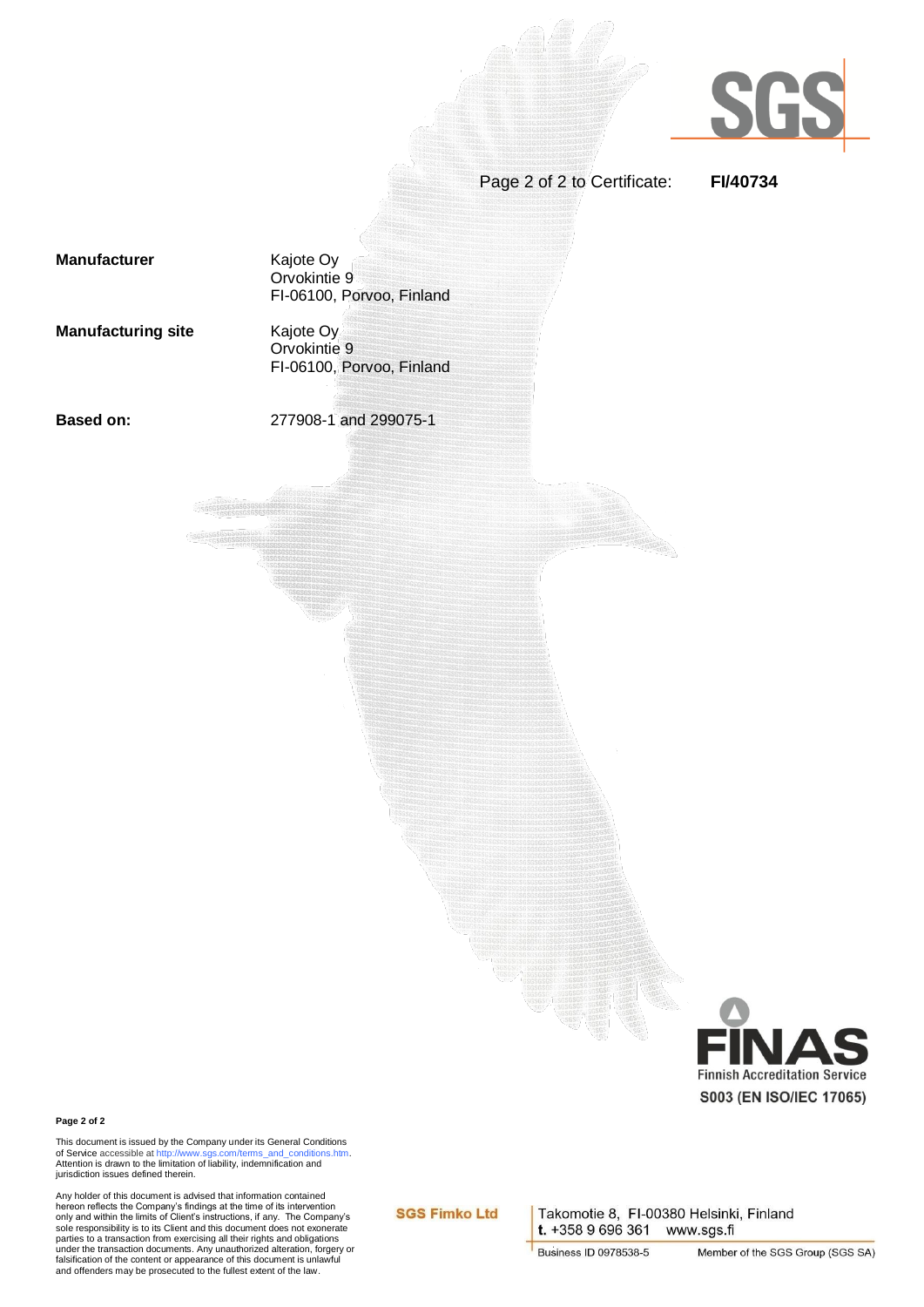Page 2 of 2 to Certificate: **FI/40734**

| | |
|---|---|
| **Manufacturer** | Kajote Oy<br>Orvokintie 9<br>FI-06100, Porvoo, Finland |
| **Manufacturing site** | Kajote Oy<br>Orvokintie 9<br>FI-06100, Porvoo, Finland |
| **Based on:** | 277908-1 and 299075-1 |

FINAS
Finnish Accreditation Service
S003 (EN ISO/IEC 17065)

This document is issued by the Company under its General Conditions of Service accessible at http://www.sgs.com/terms_and_conditions.htm. Attention is drawn to the limitation of liability, indemnification and jurisdiction issues defined therein.

Any holder of this document is advised that information contained hereon reflects the Company's findings at the time of its intervention only and within the limits of Client's instructions, if any. The Company's sole responsibility is to its Client and this document does not exonerate parties to a transaction from exercising all their rights and obligations under the transaction documents. Any unauthorized alteration, forgery or falsification of the content or appearance of this document is unlawful and offenders may be prosecuted to the fullest extent of the law.

**SGS Fimko Ltd**

Takomotie 8, FI-00380 Helsinki, Finland
**t.** +358 9 696 361 www.sgs.fi
Business ID 0978538-5 Member of the SGS Group (SGS SA)